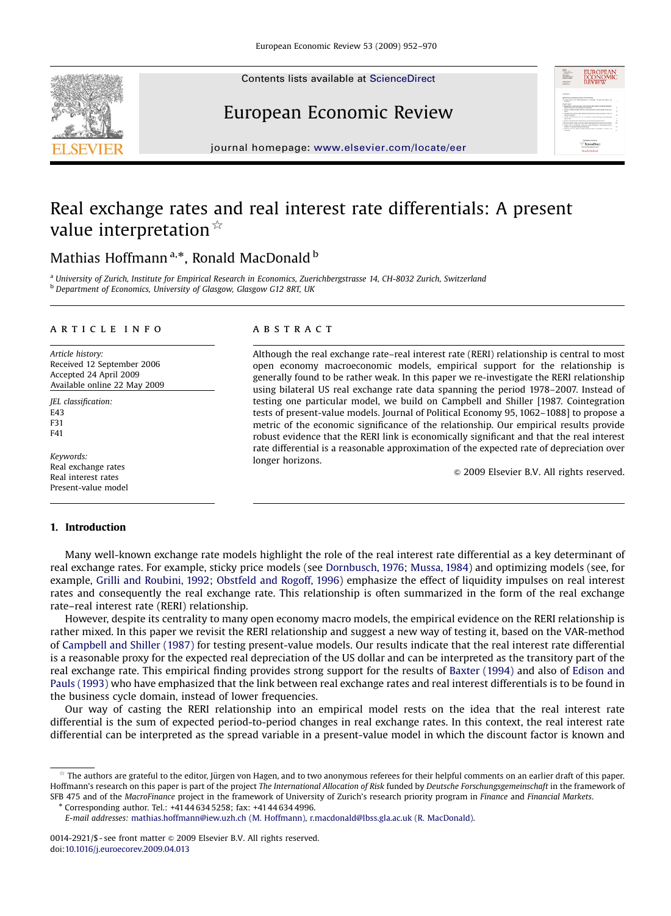# Real exchange rates and real interest rate differentials: A present value interpretation ☆

Mathias Hoffmann [a,*], Ronald MacDonald [b]

[a] *University of Zurich, Institute for Empirical Research in Economics, Zuerichbergstrasse 14, CH-8032 Zurich, Switzerland*
[b] *Department of Economics, University of Glasgow, Glasgow G12 8RT, UK*

## ARTICLE INFO

*Article history:*
Received 12 September 2006
Accepted 24 April 2009
Available online 22 May 2009

*JEL classification:*
E43
F31
F41

*Keywords:*
Real exchange rates
Real interest rates
Present-value model

## ABSTRACT

Although the real exchange rate–real interest rate (RERI) relationship is central to most open economy macroeconomic models, empirical support for the relationship is generally found to be rather weak. In this paper we re-investigate the RERI relationship using bilateral US real exchange rate data spanning the period 1978–2007. Instead of testing one particular model, we build on Campbell and Shiller [1987. Cointegration tests of present-value models. Journal of Political Economy 95, 1062–1088] to propose a metric of the economic significance of the relationship. Our empirical results provide robust evidence that the RERI link is economically significant and that the real interest rate differential is a reasonable approximation of the expected rate of depreciation over longer horizons.

© 2009 Elsevier B.V. All rights reserved.

## 1. Introduction

Many well-known exchange rate models highlight the role of the real interest rate differential as a key determinant of real exchange rates. For example, sticky price models (see Dornbusch, 1976; Mussa, 1984) and optimizing models (see, for example, Grilli and Roubini, 1992; Obstfeld and Rogoff, 1996) emphasize the effect of liquidity impulses on real interest rates and consequently the real exchange rate. This relationship is often summarized in the form of the real exchange rate–real interest rate (RERI) relationship.

However, despite its centrality to many open economy macro models, the empirical evidence on the RERI relationship is rather mixed. In this paper we revisit the RERI relationship and suggest a new way of testing it, based on the VAR-method of Campbell and Shiller (1987) for testing present-value models. Our results indicate that the real interest rate differential is a reasonable proxy for the expected real depreciation of the US dollar and can be interpreted as the transitory part of the real exchange rate. This empirical finding provides strong support for the results of Baxter (1994) and also of Edison and Pauls (1993) who have emphasized that the link between real exchange rates and real interest differentials is to be found in the business cycle domain, instead of lower frequencies.

Our way of casting the RERI relationship into an empirical model rests on the idea that the real interest rate differential is the sum of expected period-to-period changes in real exchange rates. In this context, the real interest rate differential can be interpreted as the spread variable in a present-value model in which the discount factor is known and

---

☆ The authors are grateful to the editor, Jürgen von Hagen, and to two anonymous referees for their helpful comments on an earlier draft of this paper. Hoffmann's research on this paper is part of the project *The International Allocation of Risk* funded by *Deutsche Forschungsgemeinschaft* in the framework of SFB 475 and of the *MacroFinance* project in the framework of University of Zurich's research priority program in *Finance* and *Financial Markets*.

\* Corresponding author. Tel.: +41 44 634 5258; fax: +41 44 634 4996.
*E-mail addresses:* mathias.hoffmann@iew.uzh.ch (M. Hoffmann), r.macdonald@lbss.gla.ac.uk (R. MacDonald).

0014-2921/$ - see front matter © 2009 Elsevier B.V. All rights reserved.
doi:10.1016/j.euroecorev.2009.04.013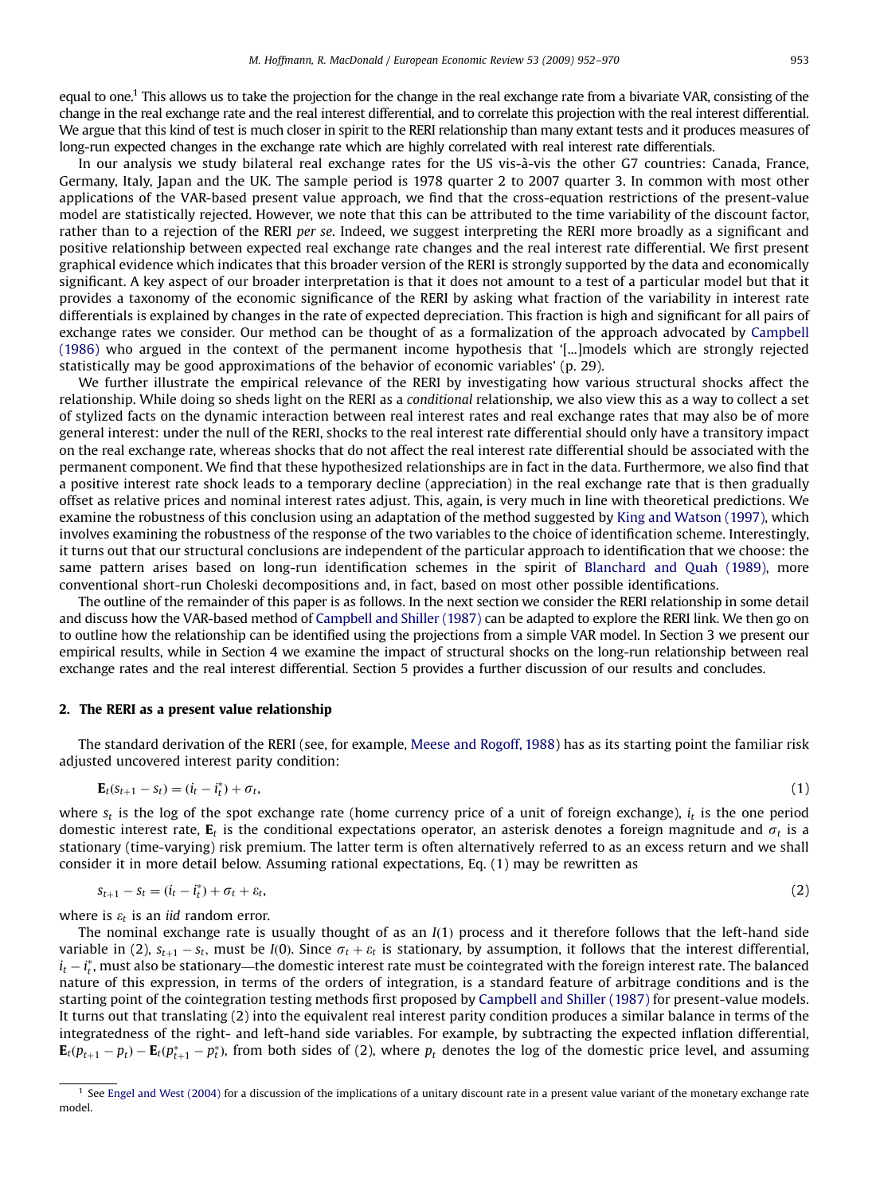equal to one.[1] This allows us to take the projection for the change in the real exchange rate from a bivariate VAR, consisting of the change in the real exchange rate and the real interest differential, and to correlate this projection with the real interest differential. We argue that this kind of test is much closer in spirit to the RERI relationship than many extant tests and it produces measures of long-run expected changes in the exchange rate which are highly correlated with real interest rate differentials.

In our analysis we study bilateral real exchange rates for the US vis-à-vis the other G7 countries: Canada, France, Germany, Italy, Japan and the UK. The sample period is 1978 quarter 2 to 2007 quarter 3. In common with most other applications of the VAR-based present value approach, we find that the cross-equation restrictions of the present-value model are statistically rejected. However, we note that this can be attributed to the time variability of the discount factor, rather than to a rejection of the RERI *per se*. Indeed, we suggest interpreting the RERI more broadly as a significant and positive relationship between expected real exchange rate changes and the real interest rate differential. We first present graphical evidence which indicates that this broader version of the RERI is strongly supported by the data and economically significant. A key aspect of our broader interpretation is that it does not amount to a test of a particular model but that it provides a taxonomy of the economic significance of the RERI by asking what fraction of the variability in interest rate differentials is explained by changes in the rate of expected depreciation. This fraction is high and significant for all pairs of exchange rates we consider. Our method can be thought of as a formalization of the approach advocated by Campbell (1986) who argued in the context of the permanent income hypothesis that '[...]models which are strongly rejected statistically may be good approximations of the behavior of economic variables' (p. 29).

We further illustrate the empirical relevance of the RERI by investigating how various structural shocks affect the relationship. While doing so sheds light on the RERI as a *conditional* relationship, we also view this as a way to collect a set of stylized facts on the dynamic interaction between real interest rates and real exchange rates that may also be of more general interest: under the null of the RERI, shocks to the real interest rate differential should only have a transitory impact on the real exchange rate, whereas shocks that do not affect the real interest rate differential should be associated with the permanent component. We find that these hypothesized relationships are in fact in the data. Furthermore, we also find that a positive interest rate shock leads to a temporary decline (appreciation) in the real exchange rate that is then gradually offset as relative prices and nominal interest rates adjust. This, again, is very much in line with theoretical predictions. We examine the robustness of this conclusion using an adaptation of the method suggested by King and Watson (1997), which involves examining the robustness of the response of the two variables to the choice of identification scheme. Interestingly, it turns out that our structural conclusions are independent of the particular approach to identification that we choose: the same pattern arises based on long-run identification schemes in the spirit of Blanchard and Quah (1989), more conventional short-run Choleski decompositions and, in fact, based on most other possible identifications.

The outline of the remainder of this paper is as follows. In the next section we consider the RERI relationship in some detail and discuss how the VAR-based method of Campbell and Shiller (1987) can be adapted to explore the RERI link. We then go on to outline how the relationship can be identified using the projections from a simple VAR model. In Section 3 we present our empirical results, while in Section 4 we examine the impact of structural shocks on the long-run relationship between real exchange rates and the real interest differential. Section 5 provides a further discussion of our results and concludes.

## 2. The RERI as a present value relationship

The standard derivation of the RERI (see, for example, Meese and Rogoff, 1988) has as its starting point the familiar risk adjusted uncovered interest parity condition:

$$\mathbf{E}_t(s_{t+1} - s_t) = (i_t - i_t^*) + \sigma_t, \tag{1}$$

where $s_t$ is the log of the spot exchange rate (home currency price of a unit of foreign exchange), $i_t$ is the one period domestic interest rate, $\mathbf{E}_t$ is the conditional expectations operator, an asterisk denotes a foreign magnitude and $\sigma_t$ is a stationary (time-varying) risk premium. The latter term is often alternatively referred to as an excess return and we shall consider it in more detail below. Assuming rational expectations, Eq. (1) may be rewritten as

$$s_{t+1} - s_t = (i_t - i_t^*) + \sigma_t + \varepsilon_t, \tag{2}$$

where is $\varepsilon_t$ is an *iid* random error.

The nominal exchange rate is usually thought of as an $I(1)$ process and it therefore follows that the left-hand side variable in (2), $s_{t+1} - s_t$, must be $I(0)$. Since $\sigma_t + \varepsilon_t$ is stationary, by assumption, it follows that the interest differential, $i_t - i_t^*$, must also be stationary—the domestic interest rate must be cointegrated with the foreign interest rate. The balanced nature of this expression, in terms of the orders of integration, is a standard feature of arbitrage conditions and is the starting point of the cointegration testing methods first proposed by Campbell and Shiller (1987) for present-value models. It turns out that translating (2) into the equivalent real interest parity condition produces a similar balance in terms of the integratedness of the right- and left-hand side variables. For example, by subtracting the expected inflation differential, $\mathbf{E}_t(p_{t+1} - p_t) - \mathbf{E}_t(p_{t+1}^* - p_t^*)$, from both sides of (2), where $p_t$ denotes the log of the domestic price level, and assuming

[1] See Engel and West (2004) for a discussion of the implications of a unitary discount rate in a present value variant of the monetary exchange rate model.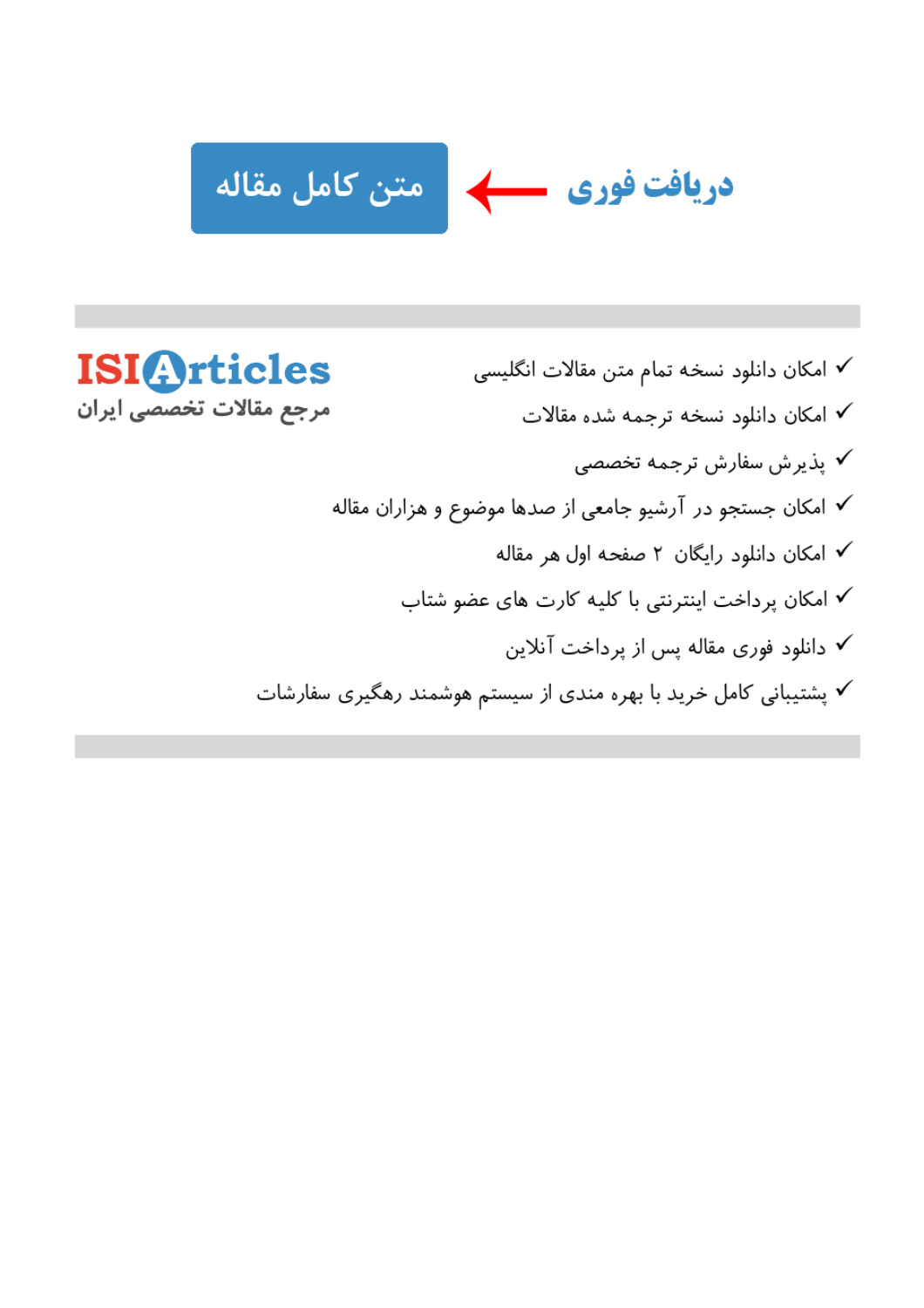دریافت فوری ← متن کامل مقاله

**ISIArticles**
مرجع مقالات تخصصی ایران

- ✓ امکان دانلود نسخه تمام متن مقالات انگلیسی
- ✓ امکان دانلود نسخه ترجمه شده مقالات
- ✓ پذیرش سفارش ترجمه تخصصی
- ✓ امکان جستجو در آرشیو جامعی از صدها موضوع و هزاران مقاله
- ✓ امکان دانلود رایگان ۲ صفحه اول هر مقاله
- ✓ امکان پرداخت اینترنتی با کلیه کارت های عضو شتاب
- ✓ دانلود فوری مقاله پس از پرداخت آنلاین
- ✓ پشتیبانی کامل خرید با بهره مندی از سیستم هوشمند رهگیری سفارشات